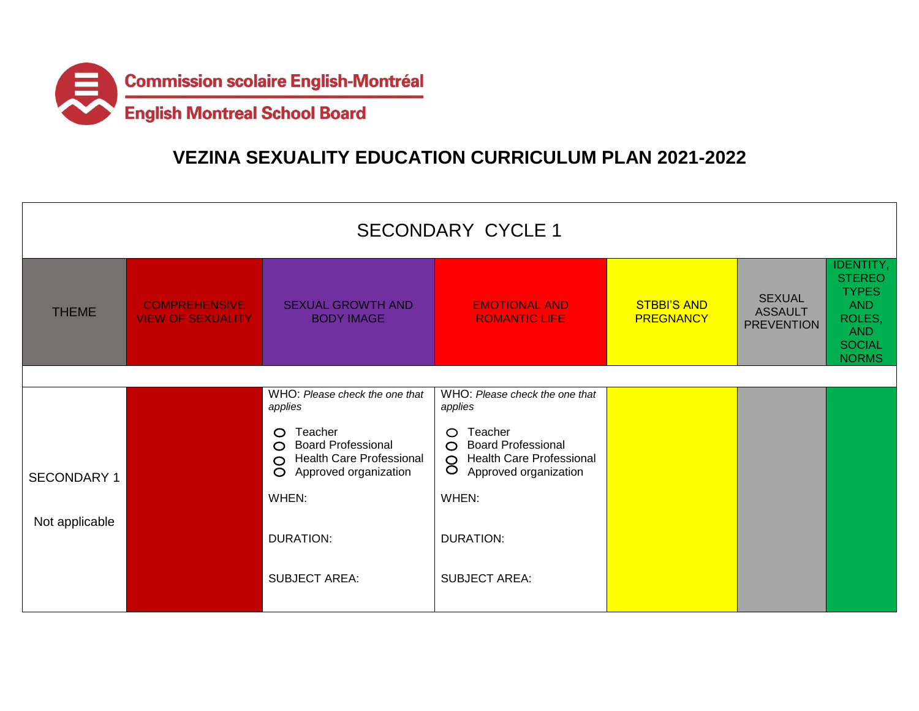Commission scolaire English-Montréal

English Montreal School Board

# VEZINA SEXUALITY EDUCATION CURRICULUM PLAN 2021-2022

| SECONDARY CYCLE 1 | | | | | | |
|---|---|---|---|---|---|---|
| THEME | COMPREHENSIVE VIEW OF SEXUALITY | SEXUAL GROWTH AND BODY IMAGE | EMOTIONAL AND ROMANTIC LIFE | STBBI'S AND PREGNANCY | SEXUAL ASSAULT PREVENTION | IDENTITY, STEREO TYPES AND ROLES, AND SOCIAL NORMS |
| | | | | | | |
| SECONDARY 1<br><br>Not applicable | | WHO: *Please check the one that applies*<br>○ Teacher<br>○ Board Professional<br>○ Health Care Professional<br>○ Approved organization<br><br>WHEN:<br><br>DURATION:<br><br>SUBJECT AREA: | WHO: *Please check the one that applies*<br>○ Teacher<br>○ Board Professional<br>○ Health Care Professional<br>○ Approved organization<br><br>WHEN:<br><br>DURATION:<br><br>SUBJECT AREA: | | | |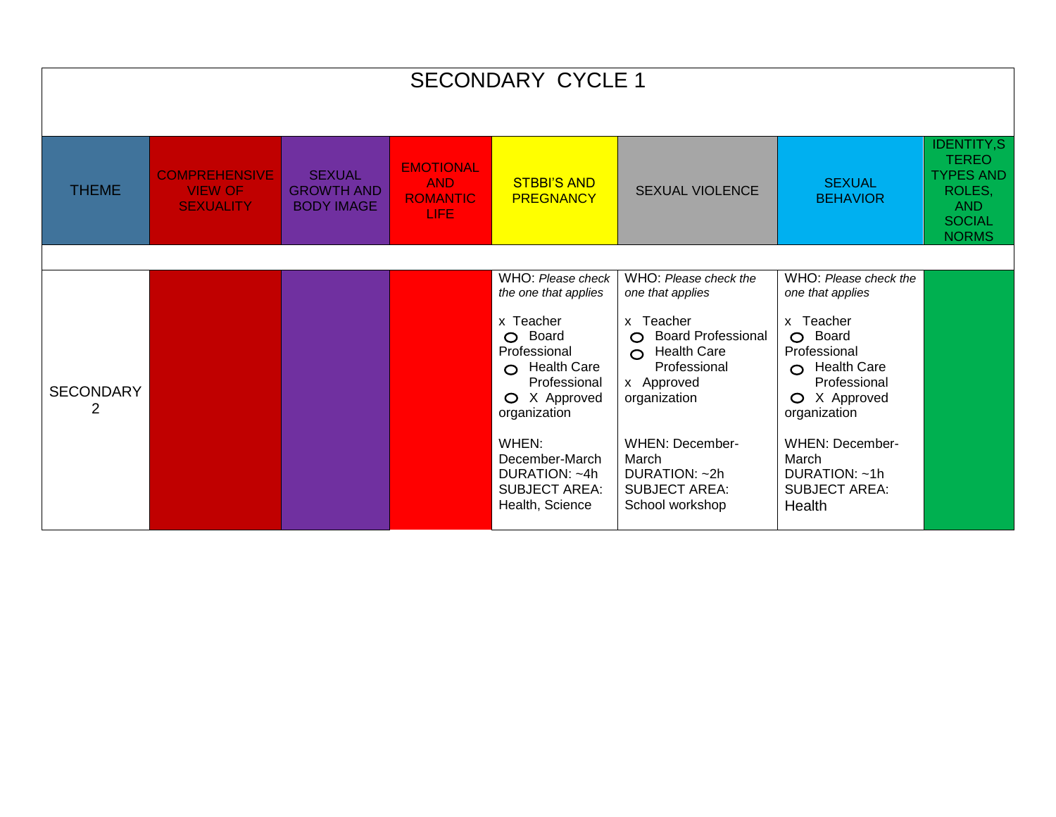# SECONDARY CYCLE 1

| THEME | COMPREHENSIVE VIEW OF SEXUALITY | SEXUAL GROWTH AND BODY IMAGE | EMOTIONAL AND ROMANTIC LIFE | STBBI'S AND PREGNANCY | SEXUAL VIOLENCE | SEXUAL BEHAVIOR | IDENTITY, STEREO TYPES AND ROLES, AND SOCIAL NORMS |
|---|---|---|---|---|---|---|---|
| SECONDARY 2 | | | | WHO: *Please check the one that applies*<br><br>x Teacher<br>○ Board Professional<br>○ Health Care Professional<br>○ X Approved organization<br><br>WHEN: December-March<br>DURATION: ~4h<br>SUBJECT AREA: Health, Science | WHO: *Please check the one that applies*<br><br>x Teacher<br>○ Board Professional<br>○ Health Care Professional<br>x Approved organization<br><br>WHEN: December-March<br>DURATION: ~2h<br>SUBJECT AREA: School workshop | WHO: *Please check the one that applies*<br><br>x Teacher<br>○ Board Professional<br>○ Health Care Professional<br>○ X Approved organization<br><br>WHEN: December-March<br>DURATION: ~1h<br>SUBJECT AREA: Health | |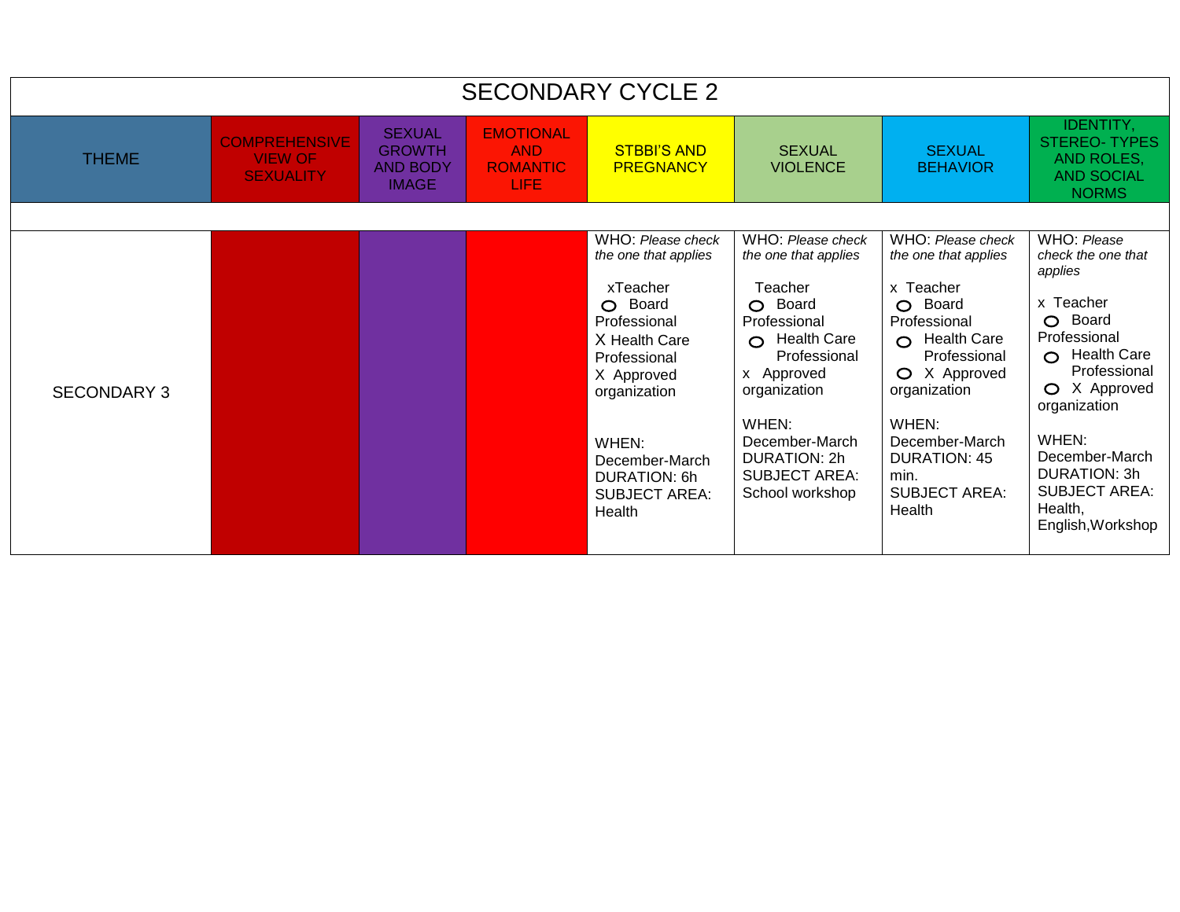| SECONDARY CYCLE 2 | | | | | | | |
|---|---|---|---|---|---|---|---|
| THEME | COMPREHENSIVE VIEW OF SEXUALITY | SEXUAL GROWTH AND BODY IMAGE | EMOTIONAL AND ROMANTIC LIFE | STBBI'S AND PREGNANCY | SEXUAL VIOLENCE | SEXUAL BEHAVIOR | IDENTITY, STEREO- TYPES AND ROLES, AND SOCIAL NORMS |
| | | | | | | | |
| SECONDARY 3 | | | | WHO: *Please check the one that applies*<br><br>xTeacher<br>○ Board Professional<br>X Health Care Professional<br>X Approved organization<br><br>WHEN: December-March<br>DURATION: 6h<br>SUBJECT AREA: Health | WHO: *Please check the one that applies*<br><br>Teacher<br>○ Board Professional<br>○ Health Care Professional<br>x Approved organization<br><br>WHEN: December-March<br>DURATION: 2h<br>SUBJECT AREA: School workshop | WHO: *Please check the one that applies*<br><br>x Teacher<br>○ Board Professional<br>○ Health Care Professional<br>○ X Approved organization<br><br>WHEN: December-March<br>DURATION: 45 min.<br>SUBJECT AREA: Health | WHO: *Please check the one that applies*<br><br>x Teacher<br>○ Board Professional<br>○ Health Care Professional<br>○ X Approved organization<br><br>WHEN: December-March<br>DURATION: 3h<br>SUBJECT AREA: Health, English,Workshop |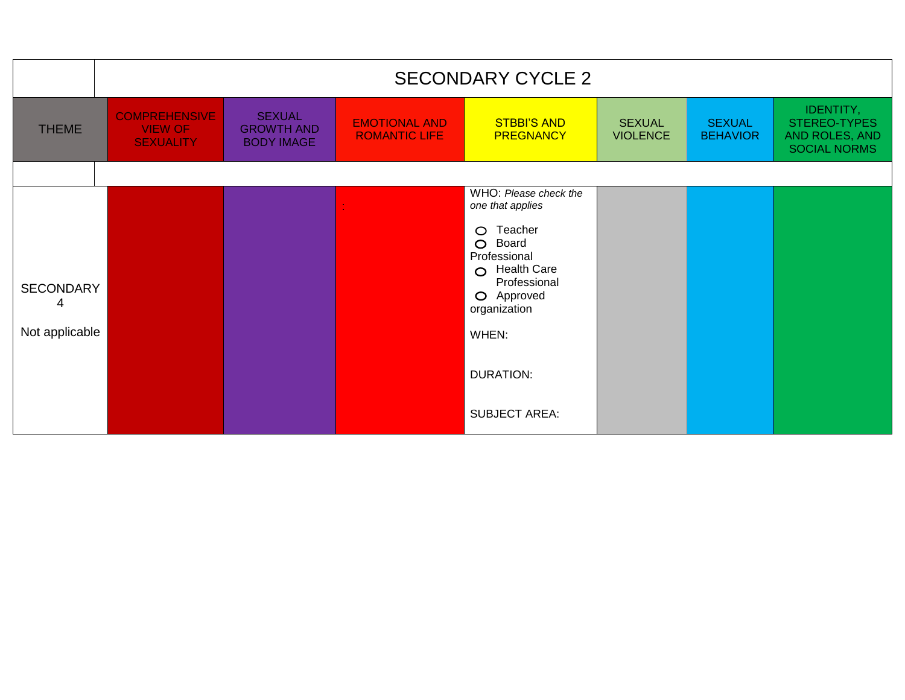| | SECONDARY CYCLE 2 | | | | | | |
|---|---|---|---|---|---|---|---|
| THEME | COMPREHENSIVE VIEW OF SEXUALITY | SEXUAL GROWTH AND BODY IMAGE | EMOTIONAL AND ROMANTIC LIFE | STBBI'S AND PREGNANCY | SEXUAL VIOLENCE | SEXUAL BEHAVIOR | IDENTITY, STEREO-TYPES AND ROLES, AND SOCIAL NORMS |
| | | | | | | | |
| SECONDARY 4<br><br>Not applicable | | | : | WHO: *Please check the one that applies*<br><br>○ Teacher<br>○ Board Professional<br>○ Health Care Professional<br>○ Approved organization<br><br>WHEN:<br><br>DURATION:<br><br>SUBJECT AREA: | | | |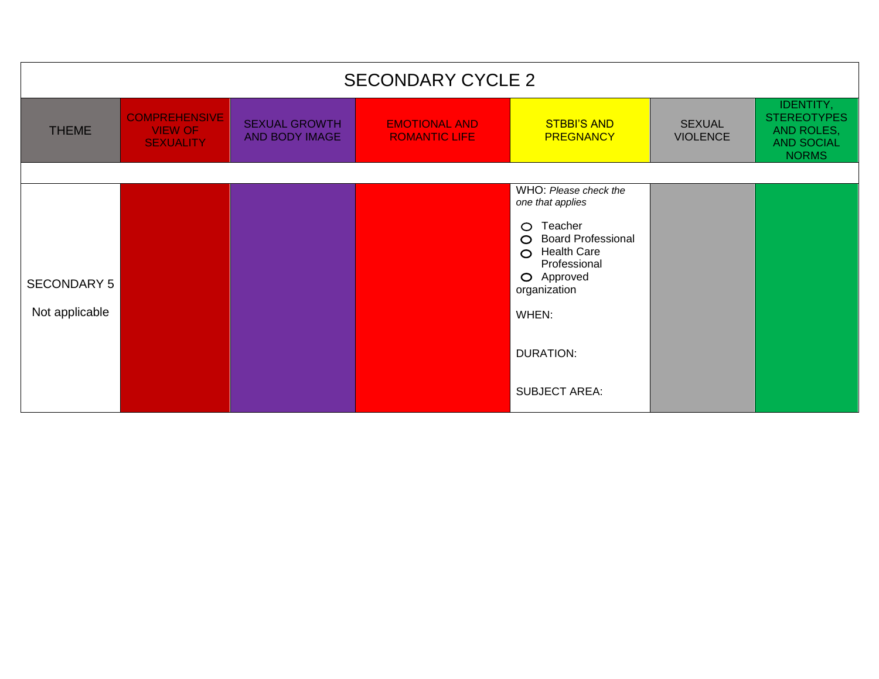| SECONDARY CYCLE 2 | | | | | | |
|---|---|---|---|---|---|---|
| THEME | COMPREHENSIVE VIEW OF SEXUALITY | SEXUAL GROWTH AND BODY IMAGE | EMOTIONAL AND ROMANTIC LIFE | STBBI'S AND PREGNANCY | SEXUAL VIOLENCE | IDENTITY, STEREOTYPES AND ROLES, AND SOCIAL NORMS |
| | | | | | | |
| SECONDARY 5<br><br>Not applicable | | | | WHO: *Please check the one that applies*<br><br>○ Teacher<br>○ Board Professional<br>○ Health Care Professional<br>○ Approved organization<br><br>WHEN:<br><br>DURATION:<br><br>SUBJECT AREA: | | |